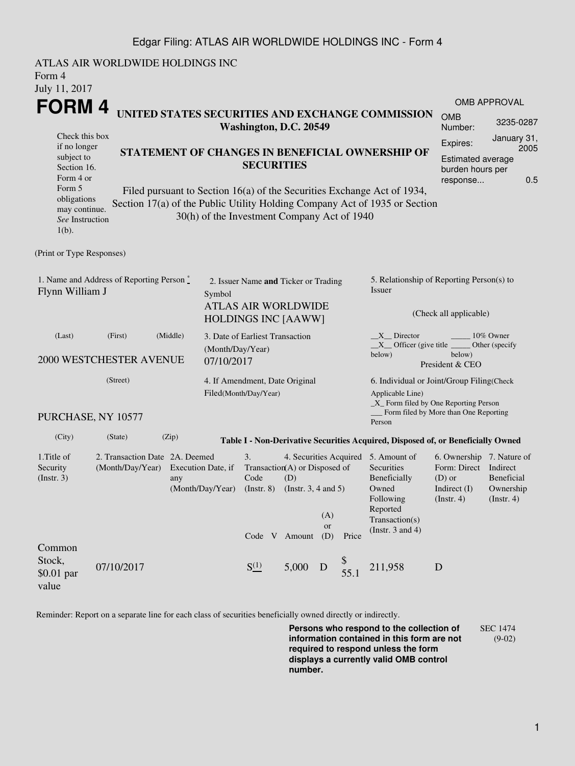ATLAS AIR WORLDWIDE HOLDINGS INC
Form 4
July 11, 2017

# FORM 4

**UNITED STATES SECURITIES AND EXCHANGE COMMISSION**
**Washington, D.C. 20549**

Check this box if no longer subject to Section 16. Form 4 or Form 5 obligations may continue. *See* Instruction 1(b).

**STATEMENT OF CHANGES IN BENEFICIAL OWNERSHIP OF SECURITIES**

Filed pursuant to Section 16(a) of the Securities Exchange Act of 1934, Section 17(a) of the Public Utility Holding Company Act of 1935 or Section 30(h) of the Investment Company Act of 1940

| OMB APPROVAL | |
|---|---|
| OMB Number: | 3235-0287 |
| Expires: | January 31, 2005 |
| Estimated average burden hours per response... | 0.5 |

(Print or Type Responses)

1. Name and Address of Reporting Person *
Flynn William J

(Last) (First) (Middle)

2000 WESTCHESTER AVENUE

(Street)

PURCHASE, NY 10577

(City) (State) (Zip)

2. Issuer Name **and** Ticker or Trading Symbol
ATLAS AIR WORLDWIDE HOLDINGS INC [AAWW]

3. Date of Earliest Transaction (Month/Day/Year)
07/10/2017

4. If Amendment, Date Original Filed(Month/Day/Year)

5. Relationship of Reporting Person(s) to Issuer

(Check all applicable)

\_\_X\_\_ Director \_\_\_\_\_ 10% Owner
\_\_X\_\_ Officer (give title below) \_\_\_\_\_ Other (specify below)
President & CEO

6. Individual or Joint/Group Filing(Check Applicable Line)
\_X\_ Form filed by One Reporting Person
\_\_\_ Form filed by More than One Reporting Person

**Table I - Non-Derivative Securities Acquired, Disposed of, or Beneficially Owned**

| 1.Title of Security (Instr. 3) | 2. Transaction Date (Month/Day/Year) | 2A. Deemed Execution Date, if any (Month/Day/Year) | 3. Transaction Code (Instr. 8) | | 4. Securities Acquired (A) or Disposed of (D) (Instr. 3, 4 and 5) | | | 5. Amount of Securities Beneficially Owned Following Reported Transaction(s) (Instr. 3 and 4) | 6. Ownership Form: Direct (D) or Indirect (I) (Instr. 4) | 7. Nature of Indirect Beneficial Ownership (Instr. 4) |
|---|---|---|---|---|---|---|---|---|---|---|
| | | | Code | V | Amount | (A) or (D) | Price | | | |
| Common Stock, $0.01 par value | 07/10/2017 | | S(1) | | 5,000 | D | $ 55.1 | 211,958 | D | |

Reminder: Report on a separate line for each class of securities beneficially owned directly or indirectly.

**Persons who respond to the collection of information contained in this form are not required to respond unless the form displays a currently valid OMB control number.**

SEC 1474 (9-02)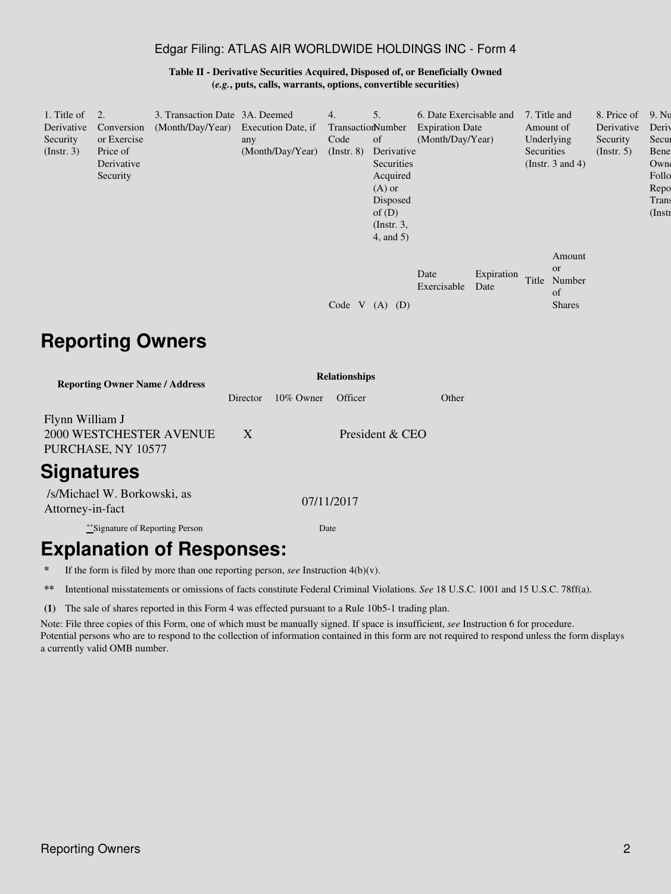**Table II - Derivative Securities Acquired, Disposed of, or Beneficially Owned**
**(*e.g.*, puts, calls, warrants, options, convertible securities)**

| 1. Title of Derivative Security (Instr. 3) | 2. Conversion or Exercise Price of Derivative Security | 3. Transaction Date (Month/Day/Year) | 3A. Deemed Execution Date, if any (Month/Day/Year) | 4. Transaction Code (Instr. 8) | | 5. Number of Derivative Securities Acquired (A) or Disposed of (D) (Instr. 3, 4, and 5) | | 6. Date Exercisable and Expiration Date (Month/Day/Year) | | 7. Title and Amount of Underlying Securities (Instr. 3 and 4) | | 8. Price of Derivative Security (Instr. 5) | 9. Number of Derivative Securities Beneficially Owned Following Reported Transaction(s) (Instr. 4) |
|---|---|---|---|---|---|---|---|---|---|---|---|---|---|
| | | | | Code | V | (A) | (D) | Date Exercisable | Expiration Date | Title | Amount or Number of Shares | | |

# Reporting Owners

| Reporting Owner Name / Address | Relationships | | | |
|---|---|---|---|---|
| | Director | 10% Owner | Officer | Other |
| Flynn William J<br>2000 WESTCHESTER AVENUE<br>PURCHASE, NY 10577 | X | | President & CEO | |

# Signatures

| | |
|---|---|
| /s/Michael W. Borkowski, as Attorney-in-fact | 07/11/2017 |
| **Signature of Reporting Person | Date |

# Explanation of Responses:

\* If the form is filed by more than one reporting person, *see* Instruction 4(b)(v).

\*\* Intentional misstatements or omissions of facts constitute Federal Criminal Violations. *See* 18 U.S.C. 1001 and 15 U.S.C. 78ff(a).

**(1)** The sale of shares reported in this Form 4 was effected pursuant to a Rule 10b5-1 trading plan.

Note: File three copies of this Form, one of which must be manually signed. If space is insufficient, *see* Instruction 6 for procedure.
Potential persons who are to respond to the collection of information contained in this form are not required to respond unless the form displays a currently valid OMB number.